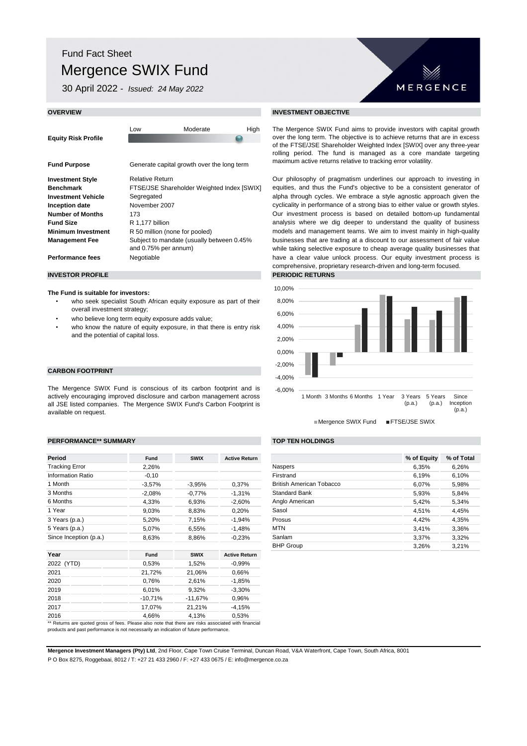# Fund Fact Sheet

# Mergence SWIX Fund

30 April 2022 - *Issued: 24 May 2022*

MERGENCE

## OVERVIEW

| | |
|---|---|
| **Equity Risk Profile** | Low — Moderate — High |
| **Fund Purpose** | Generate capital growth over the long term |
| **Investment Style** | Relative Return |
| **Benchmark** | FTSE/JSE Shareholder Weighted Index [SWIX] |
| **Investment Vehicle** | Segregated |
| **Inception date** | November 2007 |
| **Number of Months** | 173 |
| **Fund Size** | R 1,177 billion |
| **Minimum Investment** | R 50 million (none for pooled) |
| **Management Fee** | Subject to mandate (usually between 0.45% and 0.75% per annum) |
| **Performance fees** | Negotiable |

## INVESTOR PROFILE

**The Fund is suitable for investors:**

- who seek specialist South African equity exposure as part of their overall investment strategy;
- who believe long term equity exposure adds value;
- who know the nature of equity exposure, in that there is entry risk and the potential of capital loss.

## CARBON FOOTPRINT

The Mergence SWIX Fund is conscious of its carbon footprint and is actively encouraging improved disclosure and carbon management across all JSE listed companies. The Mergence SWIX Fund's Carbon Footprint is available on request.

## INVESTMENT OBJECTIVE

The Mergence SWIX Fund aims to provide investors with capital growth over the long term. The objective is to achieve returns that are in excess of the FTSE/JSE Shareholder Weighted Index [SWIX] over any three-year rolling period. The fund is managed as a core mandate targeting maximum active returns relative to tracking error volatility.

Our philosophy of pragmatism underlines our approach to investing in equities, and thus the Fund's objective to be a consistent generator of alpha through cycles. We embrace a style agnostic approach given the cyclicality in performance of a strong bias to either value or growth styles. Our investment process is based on detailed bottom-up fundamental analysis where we dig deeper to understand the quality of business models and management teams. We aim to invest mainly in high-quality businesses that are trading at a discount to our assessment of fair value while taking selective exposure to cheap average quality businesses that have a clear value unlock process. Our equity investment process is comprehensive, proprietary research-driven and long-term focused.

## PERIODIC RETURNS

| Period | Mergence SWIX Fund | FTSE/JSE SWIX |
|---|---|---|
| 1 Month | -3,57% | -3,95% |
| 3 Months | -2,08% | -0,77% |
| 6 Months | 4,33% | 6,93% |
| 1 Year | 9,03% | 8,83% |
| 3 Years (p.a.) | 5,20% | 7,15% |
| 5 Years (p.a.) | 5,07% | 6,55% |
| Since Inception (p.a.) | 8,63% | 8,86% |

## PERFORMANCE** SUMMARY

| Period | Fund | SWIX | Active Return |
|---|---|---|---|
| Tracking Error | 2,26% | | |
| Information Ratio | -0,10 | | |
| 1 Month | -3,57% | -3,95% | 0,37% |
| 3 Months | -2,08% | -0,77% | -1,31% |
| 6 Months | 4,33% | 6,93% | -2,60% |
| 1 Year | 9,03% | 8,83% | 0,20% |
| 3 Years (p.a.) | 5,20% | 7,15% | -1,94% |
| 5 Years (p.a.) | 5,07% | 6,55% | -1,48% |
| Since Inception (p.a.) | 8,63% | 8,86% | -0,23% |

| Year | Fund | SWIX | Active Return |
|---|---|---|---|
| 2022 (YTD) | 0,53% | 1,52% | -0,99% |
| 2021 | 21,72% | 21,06% | 0,66% |
| 2020 | 0,76% | 2,61% | -1,85% |
| 2019 | 6,01% | 9,32% | -3,30% |
| 2018 | -10,71% | -11,67% | 0,96% |
| 2017 | 17,07% | 21,21% | -4,15% |
| 2016 | 4,66% | 4,13% | 0,53% |

** Returns are quoted gross of fees. Please also note that there are risks associated with financial products and past performance is not necessarily an indication of future performance.

## TOP TEN HOLDINGS

| | % of Equity | % of Total |
|---|---|---|
| Naspers | 6,35% | 6,26% |
| Firstrand | 6,19% | 6,10% |
| British American Tobacco | 6,07% | 5,98% |
| Standard Bank | 5,93% | 5,84% |
| Anglo American | 5,42% | 5,34% |
| Sasol | 4,51% | 4,45% |
| Prosus | 4,42% | 4,35% |
| MTN | 3,41% | 3,36% |
| Sanlam | 3,37% | 3,32% |
| BHP Group | 3,26% | 3,21% |

**Mergence Investment Managers (Pty) Ltd**, 2nd Floor, Cape Town Cruise Terminal, Duncan Road, V&A Waterfront, Cape Town, South Africa, 8001
P O Box 8275, Roggebaai, 8012 / T: +27 21 433 2960 / F: +27 433 0675 / E: info@mergence.co.za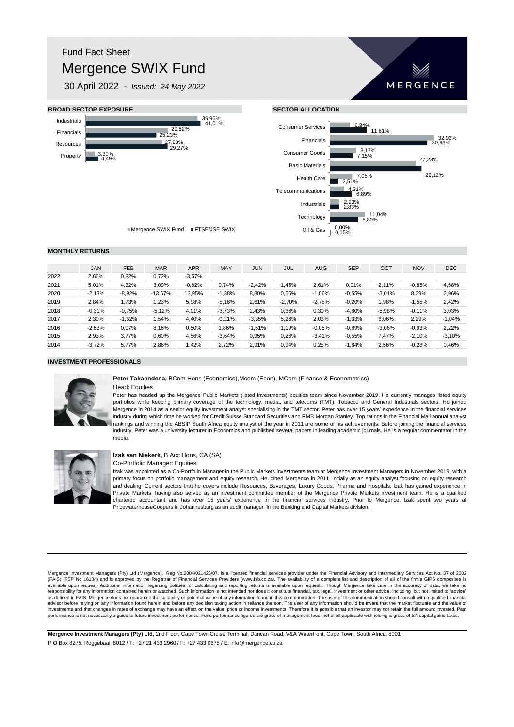# Fund Fact Sheet

# Mergence SWIX Fund

30 April 2022 - *Issued: 24 May 2022*

MERGENCE

## BROAD SECTOR EXPOSURE

Industrials 39,96% 41,01%
Financials 29,52% 25,23%
Resources 27,23% 29,27%
Property 3,30% 4,49%

Mergence SWIX Fund ■ FTSE/JSE SWIX

## SECTOR ALLOCATION

Consumer Services 6,34% 11,61%
Financials 32,92% 30,93%
Consumer Goods 8,17% 7,15%
Basic Materials 27,23% 29,12%
Health Care 7,05% 2,51%
Telecommunications 4,31% 6,89%
Industrials 2,93% 2,83%
Technology 11,04% 8,80%
Oil & Gas 0,00% 0,15%

## MONTHLY RETURNS

| | JAN | FEB | MAR | APR | MAY | JUN | JUL | AUG | SEP | OCT | NOV | DEC |
|---|---|---|---|---|---|---|---|---|---|---|---|---|
| 2022 | 2,66% | 0,82% | 0,72% | -3,57% | | | | | | | | |
| 2021 | 5,01% | 4,32% | 3,09% | -0,62% | 0,74% | -2,42% | 1,45% | 2,61% | 0,01% | 2,11% | -0,85% | 4,68% |
| 2020 | -2,13% | -8,92% | -13,67% | 13,95% | -1,38% | 8,80% | 0,55% | -1,06% | -0,55% | -3,01% | 8,39% | 2,96% |
| 2019 | 2,84% | 1,73% | 1,23% | 5,98% | -5,18% | 2,61% | -2,70% | -2,78% | -0,20% | 1,98% | -1,55% | 2,42% |
| 2018 | -0,31% | -0,75% | -5,12% | 4,01% | -3,73% | 2,43% | 0,36% | 0,30% | -4,80% | -5,98% | -0,11% | 3,03% |
| 2017 | 2,30% | -1,62% | 1,54% | 4,40% | -0,21% | -3,35% | 5,26% | 2,03% | -1,33% | 6,06% | 2,29% | -1,04% |
| 2016 | -2,53% | 0,07% | 8,16% | 0,50% | 1,86% | -1,51% | 1,19% | -0,05% | -0,89% | -3,06% | -0,93% | 2,22% |
| 2015 | 2,93% | 3,77% | 0,60% | 4,56% | -3,64% | 0,95% | 0,26% | -3,41% | -0,55% | 7,47% | -2,10% | -3,10% |
| 2014 | -3,72% | 5,77% | 2,86% | 1,42% | 2,72% | 2,91% | 0,94% | 0,25% | -1,84% | 2,56% | -0,28% | 0,46% |

## INVESTMENT PROFESSIONALS

**Peter Takaendesa,** BCom Hons (Economics),Mcom (Econ), MCom (Finance & Econometrics)
Head: Equities

Peter has headed up the Mergence Public Markets (listed investments) equities team since November 2019. He currently manages listed equity portfolios while keeping primary coverage of the technology, media, and telecoms (TMT), Tobacco and General Industrials sectors. He joined Mergence in 2014 as a senior equity investment analyst specialising in the TMT sector. Peter has over 15 years' experience in the financial services industry during which time he worked for Credit Suisse Standard Securities and RMB Morgan Stanley. Top ratings in the Financial Mail annual analyst rankings and winning the ABSIP South Africa equity analyst of the year in 2011 are some of his achievements. Before joining the financial services industry, Peter was a university lecturer in Economics and published several papers in leading academic journals. He is a regular commentator in the media.

**Izak van Niekerk,** B Acc Hons, CA (SA)
Co-Portfolio Manager: Equities

Izak was appointed as a Co-Portfolio Manager in the Public Markets investments team at Mergence Investment Managers in November 2019, with a primary focus on portfolio management and equity research. He joined Mergence in 2011, initially as an equity analyst focusing on equity research and dealing. Current sectors that he covers include Resources, Beverages, Luxury Goods, Pharma and Hospitals. Izak has gained experience in Private Markets, having also served as an investment committee member of the Mergence Private Markets investment team. He is a qualified chartered accountant and has over 15 years' experience in the financial services industry. Prior to Mergence, Izak spent two years at PricewaterhouseCoopers in Johannesburg as an audit manager in the Banking and Capital Markets division.

Mergence Investment Managers (Pty) Ltd (Mergence), Reg No.2004/021426/07, is a licensed financial services provider under the Financial Advisory and Intermediary Services Act No. 37 of 2002 (FAIS) (FSP No 16134) and is approved by the Registrar of Financial Services Providers (www.fsb.co.za). The availability of a complete list and description of all of the firm's GIPS composites is available upon request. Additional information regarding policies for calculating and reporting returns is available upon request . Though Mergence take care in the accuracy of data, we take no responsibility for any information contained herein or attached. Such information is not intended nor does it constitute financial, tax, legal, investment or other advice, including but not limited to "advice" as defined in FAIS. Mergence does not guarantee the suitability or potential value of any information found in this communication. The user of this communication should consult with a qualified financial advisor before relying on any information found herein and before any decision taking action in reliance thereon. The user of any information should be aware that the market fluctuate and the value of investments and that changes in rates of exchange may have an effect on the value, price or income investments. Therefore it is possible that an investor may not retain the full amount invested. Past performance is not necessarily a guide to future investment performance. Fund performance figures are gross of management fees, net of all applicable withholding & gross of SA capital gains taxes.

**Mergence Investment Managers (Pty) Ltd**, 2nd Floor, Cape Town Cruise Terminal, Duncan Road, V&A Waterfront, Cape Town, South Africa, 8001
P O Box 8275, Roggebaai, 8012 / T: +27 21 433 2960 / F: +27 433 0675 / E: info@mergence.co.za